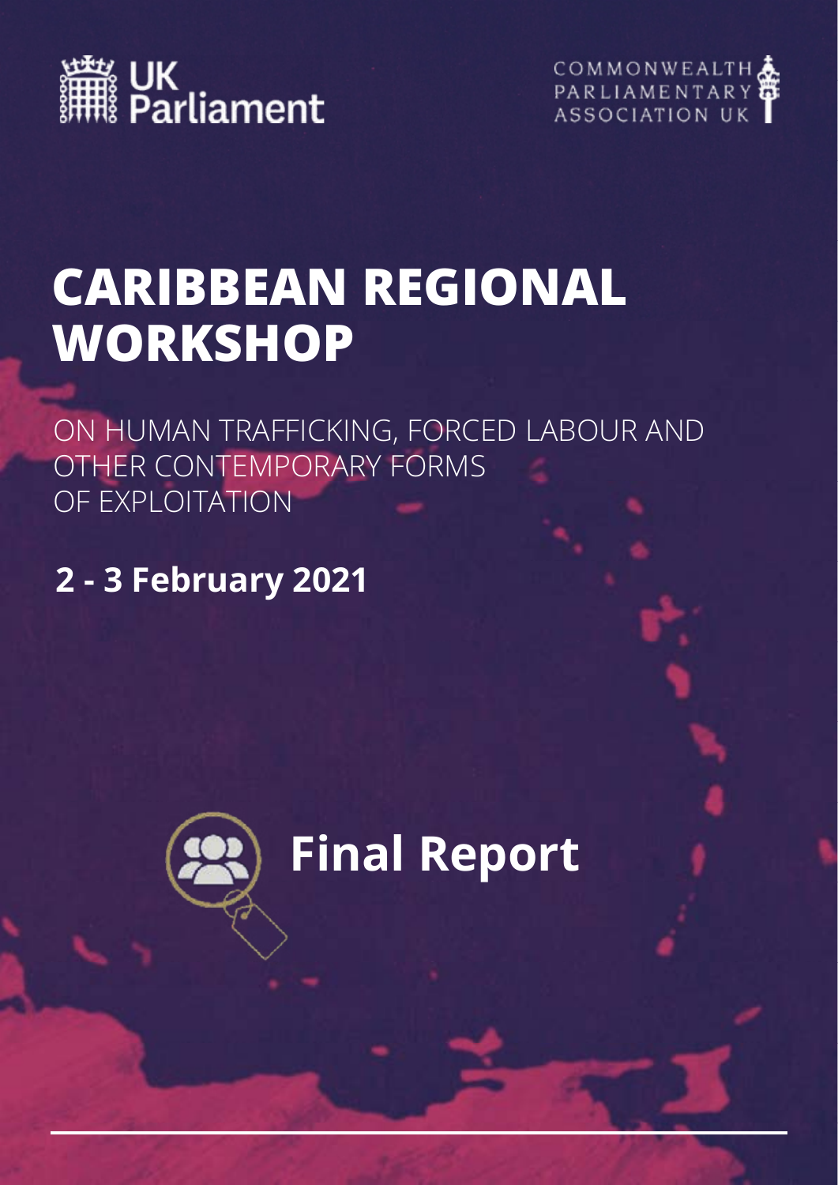UK Parliament

COMMONWEALTH PARLIAMENTARY ASSOCIATION UK

# CARIBBEAN REGIONAL WORKSHOP

ON HUMAN TRAFFICKING, FORCED LABOUR AND OTHER CONTEMPORARY FORMS OF EXPLOITATION

**2 - 3 February 2021**

## Final Report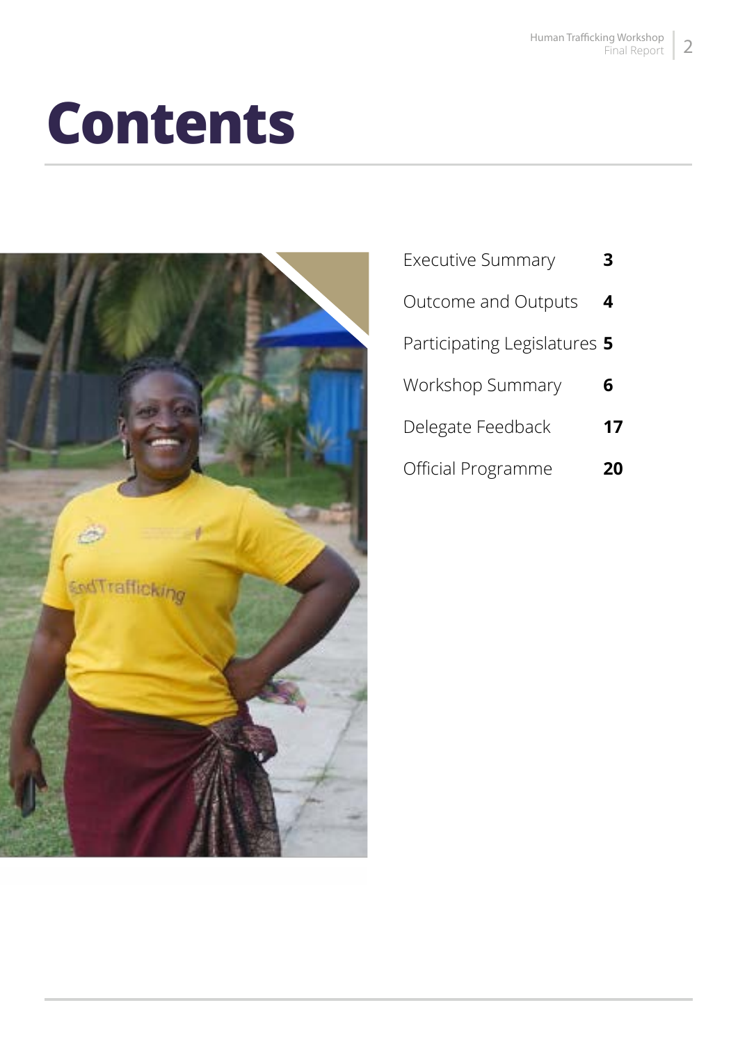# Contents

| | |
|---|---|
| Executive Summary | **3** |
| Outcome and Outputs | **4** |
| Participating Legislatures | **5** |
| Workshop Summary | **6** |
| Delegate Feedback | **17** |
| Official Programme | **20** |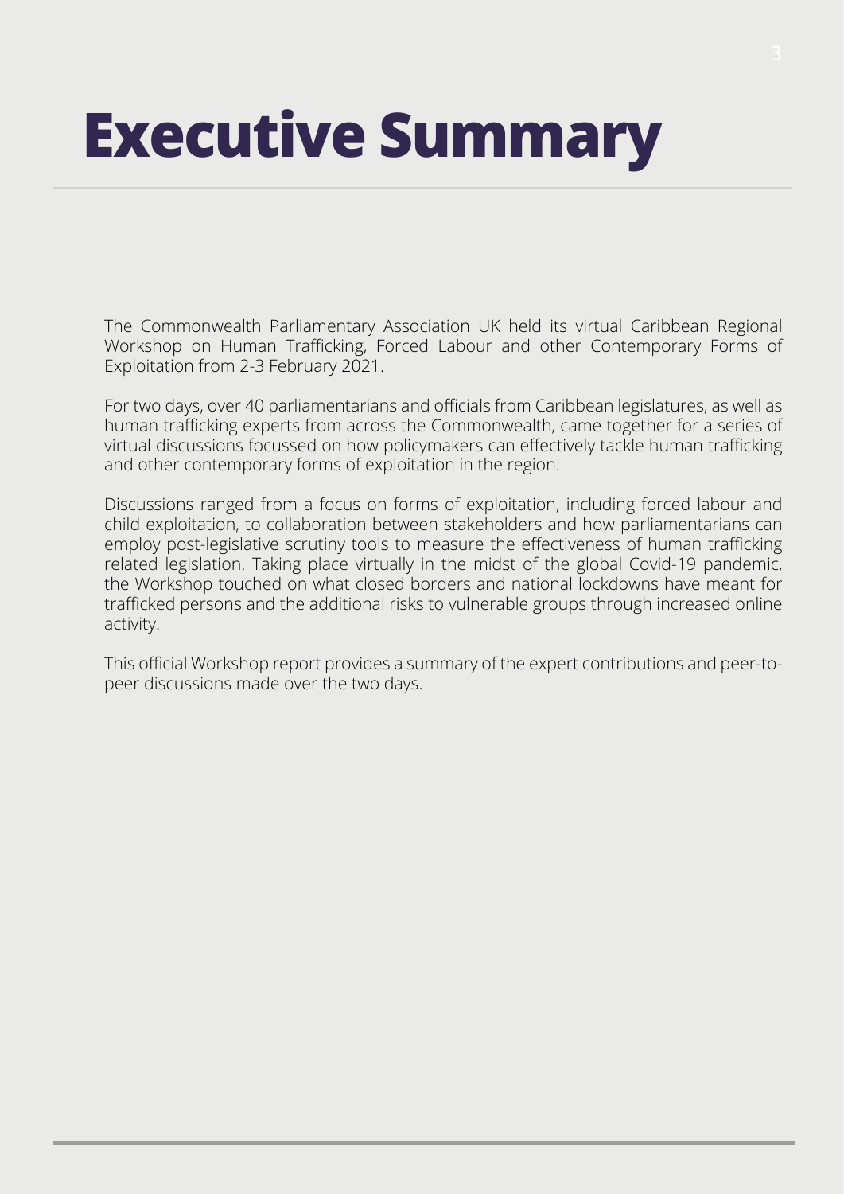# Executive Summary

The Commonwealth Parliamentary Association UK held its virtual Caribbean Regional Workshop on Human Trafficking, Forced Labour and other Contemporary Forms of Exploitation from 2-3 February 2021.

For two days, over 40 parliamentarians and officials from Caribbean legislatures, as well as human trafficking experts from across the Commonwealth, came together for a series of virtual discussions focussed on how policymakers can effectively tackle human trafficking and other contemporary forms of exploitation in the region.

Discussions ranged from a focus on forms of exploitation, including forced labour and child exploitation, to collaboration between stakeholders and how parliamentarians can employ post-legislative scrutiny tools to measure the effectiveness of human trafficking related legislation. Taking place virtually in the midst of the global Covid-19 pandemic, the Workshop touched on what closed borders and national lockdowns have meant for trafficked persons and the additional risks to vulnerable groups through increased online activity.

This official Workshop report provides a summary of the expert contributions and peer-to-peer discussions made over the two days.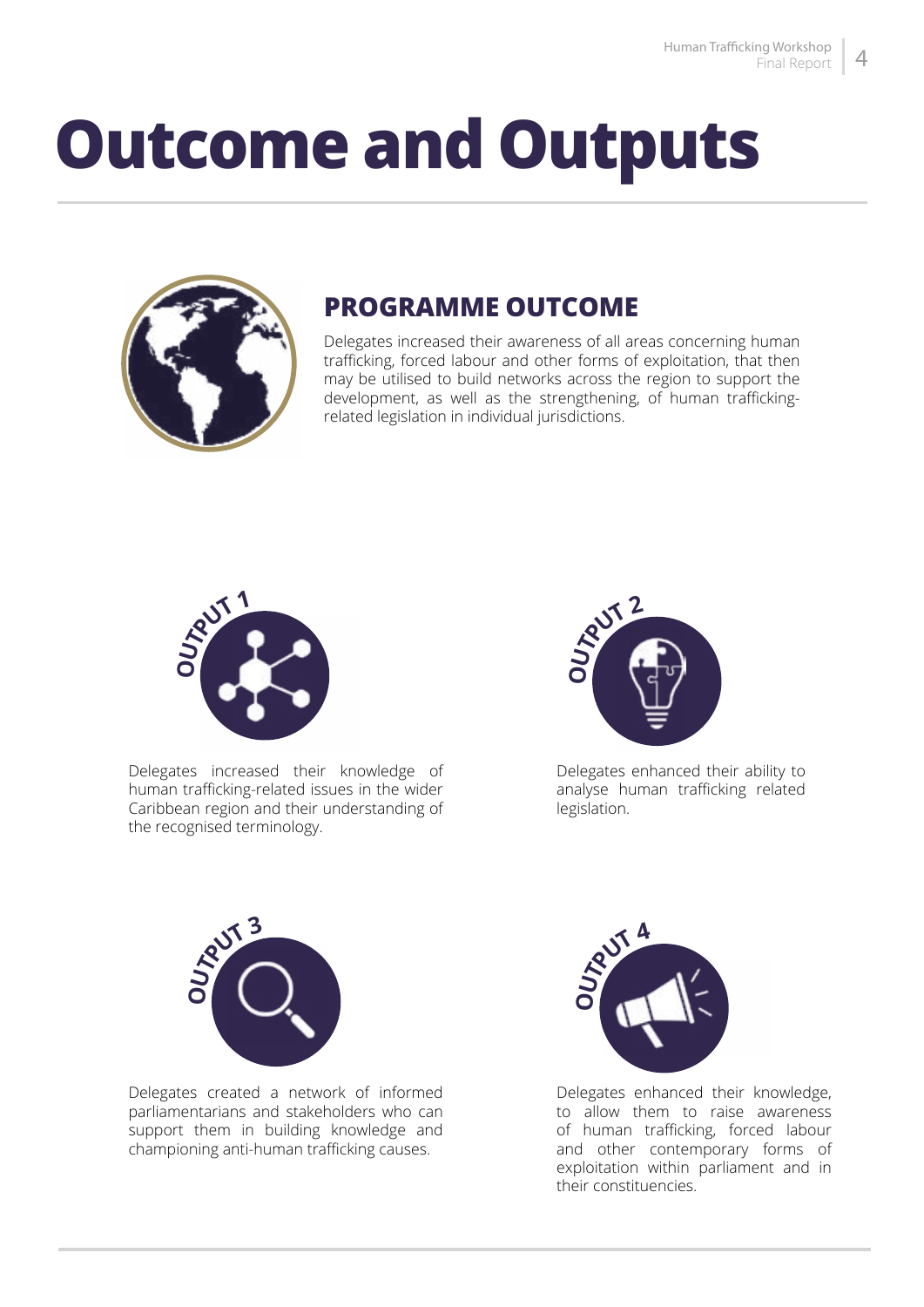# Outcome and Outputs

## PROGRAMME OUTCOME

Delegates increased their awareness of all areas concerning human trafficking, forced labour and other forms of exploitation, that then may be utilised to build networks across the region to support the development, as well as the strengthening, of human trafficking-related legislation in individual jurisdictions.

### OUTPUT 1

Delegates increased their knowledge of human trafficking-related issues in the wider Caribbean region and their understanding of the recognised terminology.

### OUTPUT 2

Delegates enhanced their ability to analyse human trafficking related legislation.

### OUTPUT 3

Delegates created a network of informed parliamentarians and stakeholders who can support them in building knowledge and championing anti-human trafficking causes.

### OUTPUT 4

Delegates enhanced their knowledge, to allow them to raise awareness of human trafficking, forced labour and other contemporary forms of exploitation within parliament and in their constituencies.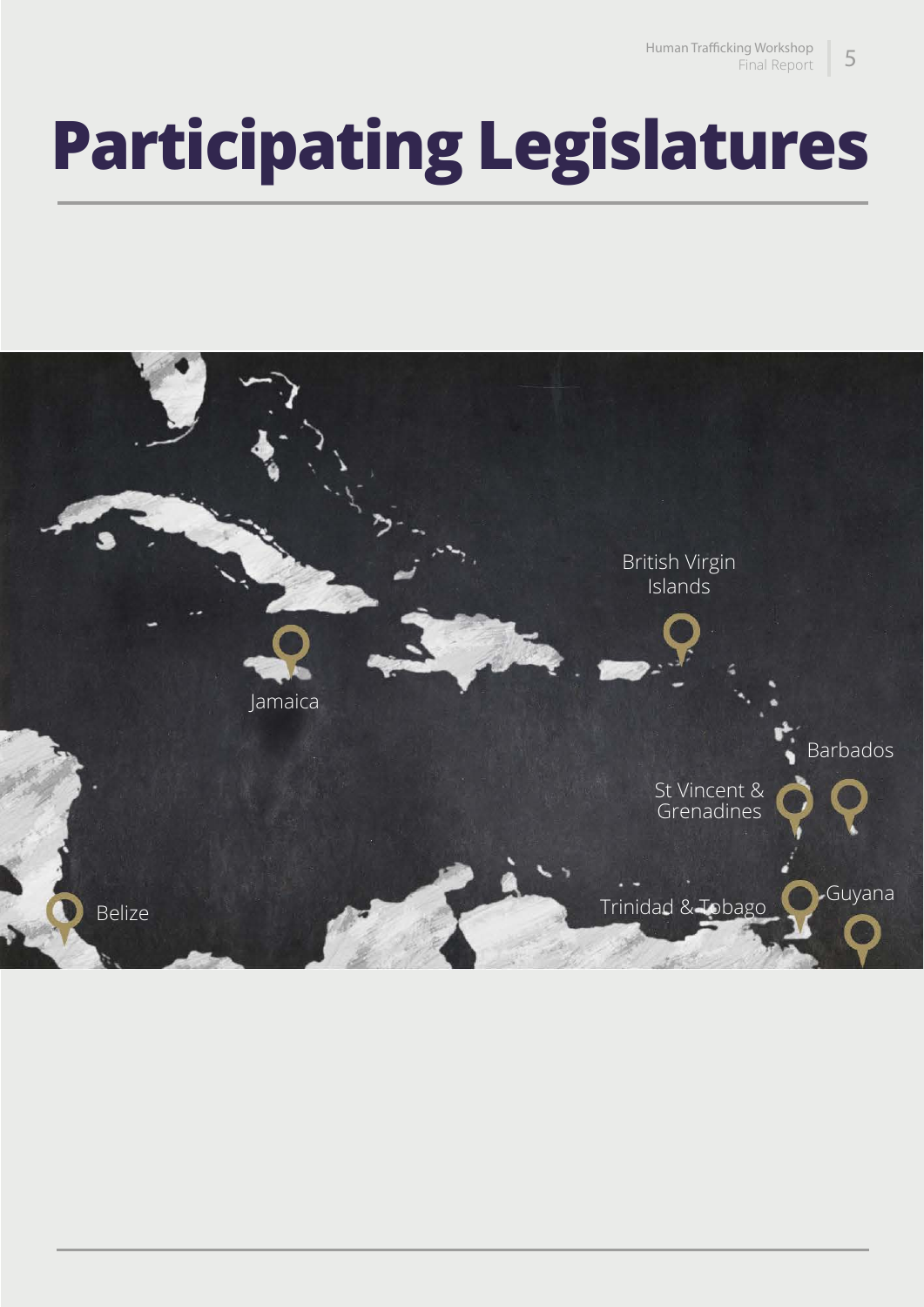# Participating Legislatures

British Virgin Islands

Jamaica

Barbados

St Vincent & Grenadines

Belize

Trinidad & Tobago

Guyana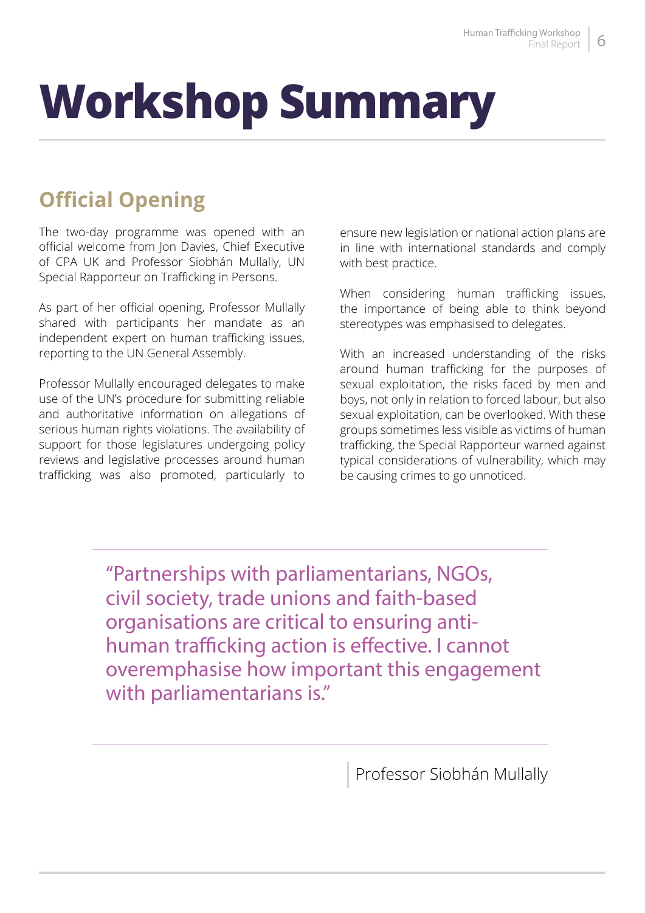# Workshop Summary

## Official Opening

The two-day programme was opened with an official welcome from Jon Davies, Chief Executive of CPA UK and Professor Siobhán Mullally, UN Special Rapporteur on Trafficking in Persons.

As part of her official opening, Professor Mullally shared with participants her mandate as an independent expert on human trafficking issues, reporting to the UN General Assembly.

Professor Mullally encouraged delegates to make use of the UN's procedure for submitting reliable and authoritative information on allegations of serious human rights violations. The availability of support for those legislatures undergoing policy reviews and legislative processes around human trafficking was also promoted, particularly to ensure new legislation or national action plans are in line with international standards and comply with best practice.

When considering human trafficking issues, the importance of being able to think beyond stereotypes was emphasised to delegates.

With an increased understanding of the risks around human trafficking for the purposes of sexual exploitation, the risks faced by men and boys, not only in relation to forced labour, but also sexual exploitation, can be overlooked. With these groups sometimes less visible as victims of human trafficking, the Special Rapporteur warned against typical considerations of vulnerability, which may be causing crimes to go unnoticed.

> "Partnerships with parliamentarians, NGOs, civil society, trade unions and faith-based organisations are critical to ensuring anti-human trafficking action is effective. I cannot overemphasise how important this engagement with parliamentarians is."
>
> Professor Siobhán Mullally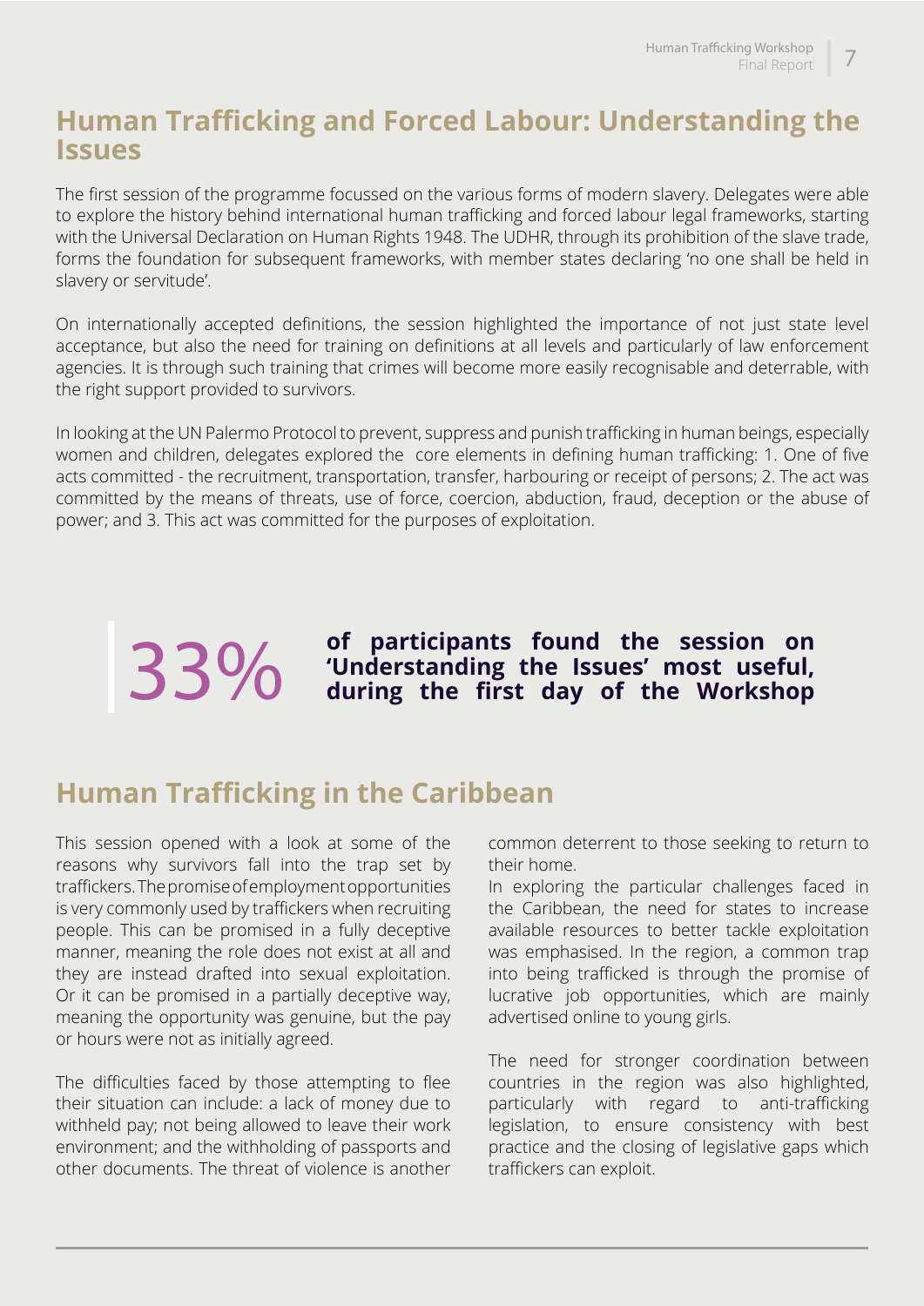## Human Trafficking and Forced Labour: Understanding the Issues

The first session of the programme focussed on the various forms of modern slavery. Delegates were able to explore the history behind international human trafficking and forced labour legal frameworks, starting with the Universal Declaration on Human Rights 1948. The UDHR, through its prohibition of the slave trade, forms the foundation for subsequent frameworks, with member states declaring 'no one shall be held in slavery or servitude'.

On internationally accepted definitions, the session highlighted the importance of not just state level acceptance, but also the need for training on definitions at all levels and particularly of law enforcement agencies. It is through such training that crimes will become more easily recognisable and deterrable, with the right support provided to survivors.

In looking at the UN Palermo Protocol to prevent, suppress and punish trafficking in human beings, especially women and children, delegates explored the core elements in defining human trafficking: 1. One of five acts committed - the recruitment, transportation, transfer, harbouring or receipt of persons; 2. The act was committed by the means of threats, use of force, coercion, abduction, fraud, deception or the abuse of power; and 3. This act was committed for the purposes of exploitation.

33% **of participants found the session on 'Understanding the Issues' most useful, during the first day of the Workshop**

## Human Trafficking in the Caribbean

This session opened with a look at some of the reasons why survivors fall into the trap set by traffickers. The promise of employment opportunities is very commonly used by traffickers when recruiting people. This can be promised in a fully deceptive manner, meaning the role does not exist at all and they are instead drafted into sexual exploitation. Or it can be promised in a partially deceptive way, meaning the opportunity was genuine, but the pay or hours were not as initially agreed.

The difficulties faced by those attempting to flee their situation can include: a lack of money due to withheld pay; not being allowed to leave their work environment; and the withholding of passports and other documents. The threat of violence is another common deterrent to those seeking to return to their home.

In exploring the particular challenges faced in the Caribbean, the need for states to increase available resources to better tackle exploitation was emphasised. In the region, a common trap into being trafficked is through the promise of lucrative job opportunities, which are mainly advertised online to young girls.

The need for stronger coordination between countries in the region was also highlighted, particularly with regard to anti-trafficking legislation, to ensure consistency with best practice and the closing of legislative gaps which traffickers can exploit.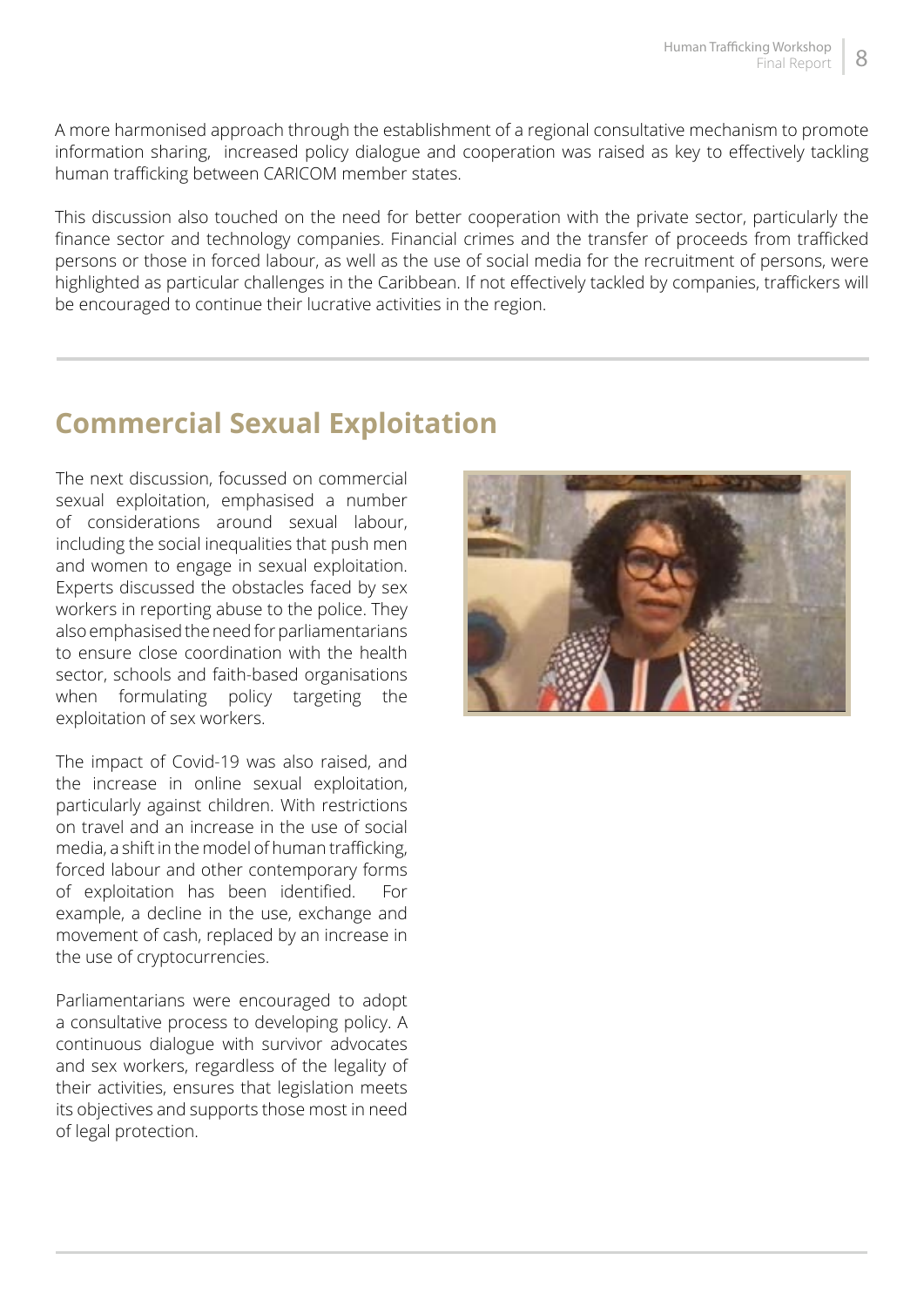A more harmonised approach through the establishment of a regional consultative mechanism to promote information sharing, increased policy dialogue and cooperation was raised as key to effectively tackling human trafficking between CARICOM member states.

This discussion also touched on the need for better cooperation with the private sector, particularly the finance sector and technology companies. Financial crimes and the transfer of proceeds from trafficked persons or those in forced labour, as well as the use of social media for the recruitment of persons, were highlighted as particular challenges in the Caribbean. If not effectively tackled by companies, traffickers will be encouraged to continue their lucrative activities in the region.

## Commercial Sexual Exploitation

The next discussion, focussed on commercial sexual exploitation, emphasised a number of considerations around sexual labour, including the social inequalities that push men and women to engage in sexual exploitation. Experts discussed the obstacles faced by sex workers in reporting abuse to the police. They also emphasised the need for parliamentarians to ensure close coordination with the health sector, schools and faith-based organisations when formulating policy targeting the exploitation of sex workers.

The impact of Covid-19 was also raised, and the increase in online sexual exploitation, particularly against children. With restrictions on travel and an increase in the use of social media, a shift in the model of human trafficking, forced labour and other contemporary forms of exploitation has been identified. For example, a decline in the use, exchange and movement of cash, replaced by an increase in the use of cryptocurrencies.

Parliamentarians were encouraged to adopt a consultative process to developing policy. A continuous dialogue with survivor advocates and sex workers, regardless of the legality of their activities, ensures that legislation meets its objectives and supports those most in need of legal protection.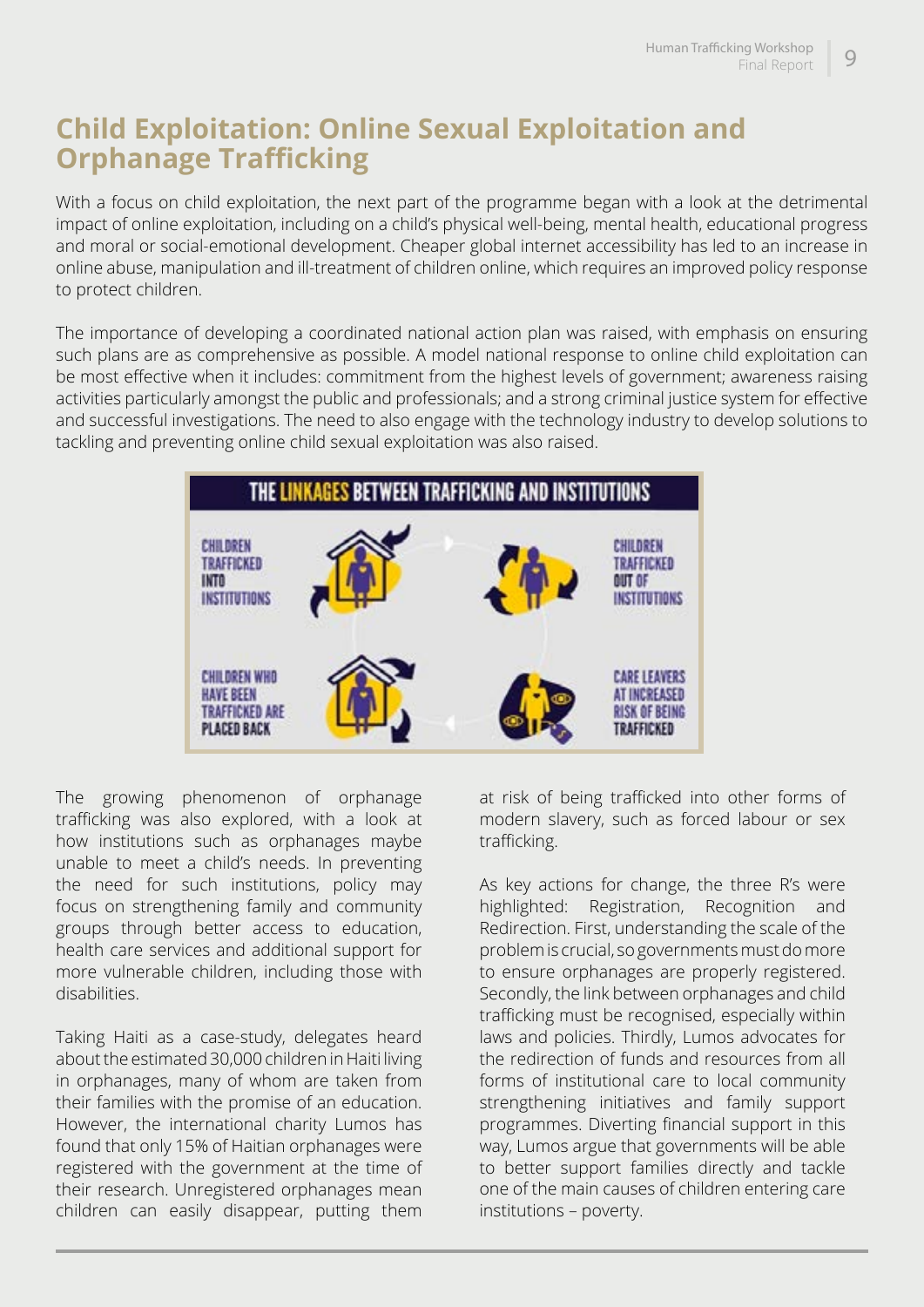## Child Exploitation: Online Sexual Exploitation and Orphanage Trafficking

With a focus on child exploitation, the next part of the programme began with a look at the detrimental impact of online exploitation, including on a child's physical well-being, mental health, educational progress and moral or social-emotional development. Cheaper global internet accessibility has led to an increase in online abuse, manipulation and ill-treatment of children online, which requires an improved policy response to protect children.

The importance of developing a coordinated national action plan was raised, with emphasis on ensuring such plans are as comprehensive as possible. A model national response to online child exploitation can be most effective when it includes: commitment from the highest levels of government; awareness raising activities particularly amongst the public and professionals; and a strong criminal justice system for effective and successful investigations. The need to also engage with the technology industry to develop solutions to tackling and preventing online child sexual exploitation was also raised.

**THE LINKAGES BETWEEN TRAFFICKING AND INSTITUTIONS**

- CHILDREN TRAFFICKED INTO INSTITUTIONS
- CHILDREN TRAFFICKED OUT OF INSTITUTIONS
- CHILDREN WHO HAVE BEEN TRAFFICKED ARE PLACED BACK
- CARE LEAVERS AT INCREASED RISK OF BEING TRAFFICKED

The growing phenomenon of orphanage trafficking was also explored, with a look at how institutions such as orphanages maybe unable to meet a child's needs. In preventing the need for such institutions, policy may focus on strengthening family and community groups through better access to education, health care services and additional support for more vulnerable children, including those with disabilities.

Taking Haiti as a case-study, delegates heard about the estimated 30,000 children in Haiti living in orphanages, many of whom are taken from their families with the promise of an education. However, the international charity Lumos has found that only 15% of Haitian orphanages were registered with the government at the time of their research. Unregistered orphanages mean children can easily disappear, putting them at risk of being trafficked into other forms of modern slavery, such as forced labour or sex trafficking.

As key actions for change, the three R's were highlighted: Registration, Recognition and Redirection. First, understanding the scale of the problem is crucial, so governments must do more to ensure orphanages are properly registered. Secondly, the link between orphanages and child trafficking must be recognised, especially within laws and policies. Thirdly, Lumos advocates for the redirection of funds and resources from all forms of institutional care to local community strengthening initiatives and family support programmes. Diverting financial support in this way, Lumos argue that governments will be able to better support families directly and tackle one of the main causes of children entering care institutions – poverty.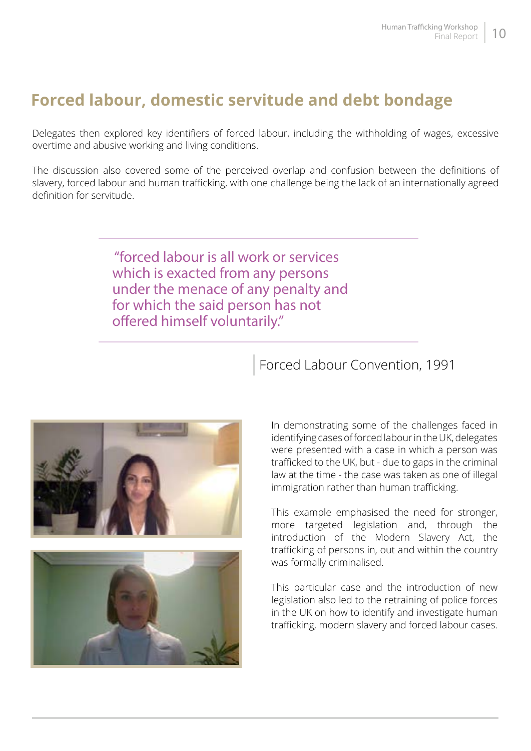## Forced labour, domestic servitude and debt bondage

Delegates then explored key identifiers of forced labour, including the withholding of wages, excessive overtime and abusive working and living conditions.

The discussion also covered some of the perceived overlap and confusion between the definitions of slavery, forced labour and human trafficking, with one challenge being the lack of an internationally agreed definition for servitude.

> "forced labour is all work or services which is exacted from any persons under the menace of any penalty and for which the said person has not offered himself voluntarily."

Forced Labour Convention, 1991

In demonstrating some of the challenges faced in identifying cases of forced labour in the UK, delegates were presented with a case in which a person was trafficked to the UK, but - due to gaps in the criminal law at the time - the case was taken as one of illegal immigration rather than human trafficking.

This example emphasised the need for stronger, more targeted legislation and, through the introduction of the Modern Slavery Act, the trafficking of persons in, out and within the country was formally criminalised.

This particular case and the introduction of new legislation also led to the retraining of police forces in the UK on how to identify and investigate human trafficking, modern slavery and forced labour cases.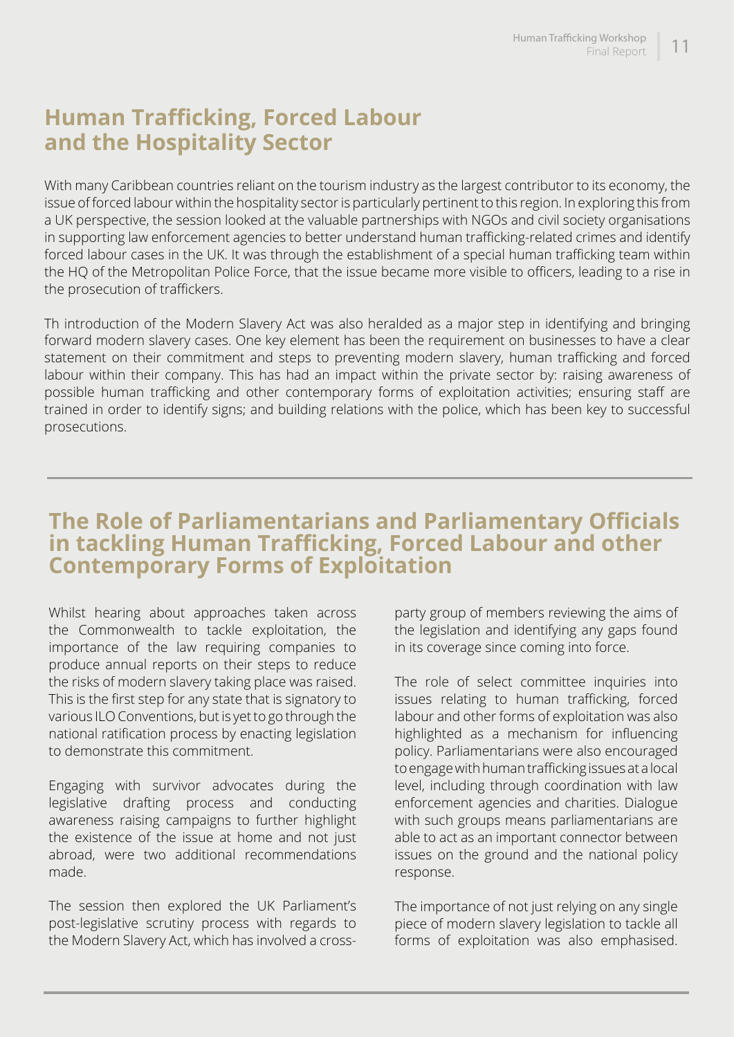## Human Trafficking, Forced Labour and the Hospitality Sector

With many Caribbean countries reliant on the tourism industry as the largest contributor to its economy, the issue of forced labour within the hospitality sector is particularly pertinent to this region. In exploring this from a UK perspective, the session looked at the valuable partnerships with NGOs and civil society organisations in supporting law enforcement agencies to better understand human trafficking-related crimes and identify forced labour cases in the UK. It was through the establishment of a special human trafficking team within the HQ of the Metropolitan Police Force, that the issue became more visible to officers, leading to a rise in the prosecution of traffickers.

Th introduction of the Modern Slavery Act was also heralded as a major step in identifying and bringing forward modern slavery cases. One key element has been the requirement on businesses to have a clear statement on their commitment and steps to preventing modern slavery, human trafficking and forced labour within their company. This has had an impact within the private sector by: raising awareness of possible human trafficking and other contemporary forms of exploitation activities; ensuring staff are trained in order to identify signs; and building relations with the police, which has been key to successful prosecutions.

## The Role of Parliamentarians and Parliamentary Officials in tackling Human Trafficking, Forced Labour and other Contemporary Forms of Exploitation

Whilst hearing about approaches taken across the Commonwealth to tackle exploitation, the importance of the law requiring companies to produce annual reports on their steps to reduce the risks of modern slavery taking place was raised. This is the first step for any state that is signatory to various ILO Conventions, but is yet to go through the national ratification process by enacting legislation to demonstrate this commitment.

Engaging with survivor advocates during the legislative drafting process and conducting awareness raising campaigns to further highlight the existence of the issue at home and not just abroad, were two additional recommendations made.

The session then explored the UK Parliament's post-legislative scrutiny process with regards to the Modern Slavery Act, which has involved a cross-party group of members reviewing the aims of the legislation and identifying any gaps found in its coverage since coming into force.

The role of select committee inquiries into issues relating to human trafficking, forced labour and other forms of exploitation was also highlighted as a mechanism for influencing policy. Parliamentarians were also encouraged to engage with human trafficking issues at a local level, including through coordination with law enforcement agencies and charities. Dialogue with such groups means parliamentarians are able to act as an important connector between issues on the ground and the national policy response.

The importance of not just relying on any single piece of modern slavery legislation to tackle all forms of exploitation was also emphasised.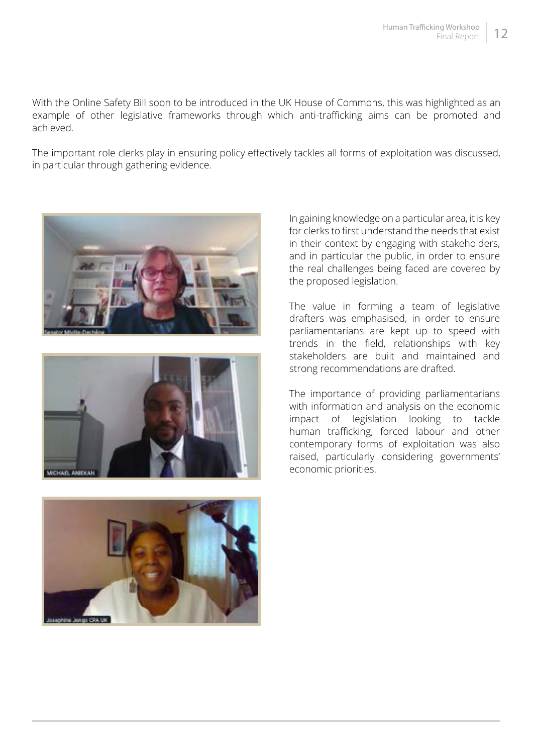With the Online Safety Bill soon to be introduced in the UK House of Commons, this was highlighted as an example of other legislative frameworks through which anti-trafficking aims can be promoted and achieved.

The important role clerks play in ensuring policy effectively tackles all forms of exploitation was discussed, in particular through gathering evidence.

In gaining knowledge on a particular area, it is key for clerks to first understand the needs that exist in their context by engaging with stakeholders, and in particular the public, in order to ensure the real challenges being faced are covered by the proposed legislation.

The value in forming a team of legislative drafters was emphasised, in order to ensure parliamentarians are kept up to speed with trends in the field, relationships with key stakeholders are built and maintained and strong recommendations are drafted.

The importance of providing parliamentarians with information and analysis on the economic impact of legislation looking to tackle human trafficking, forced labour and other contemporary forms of exploitation was also raised, particularly considering governments' economic priorities.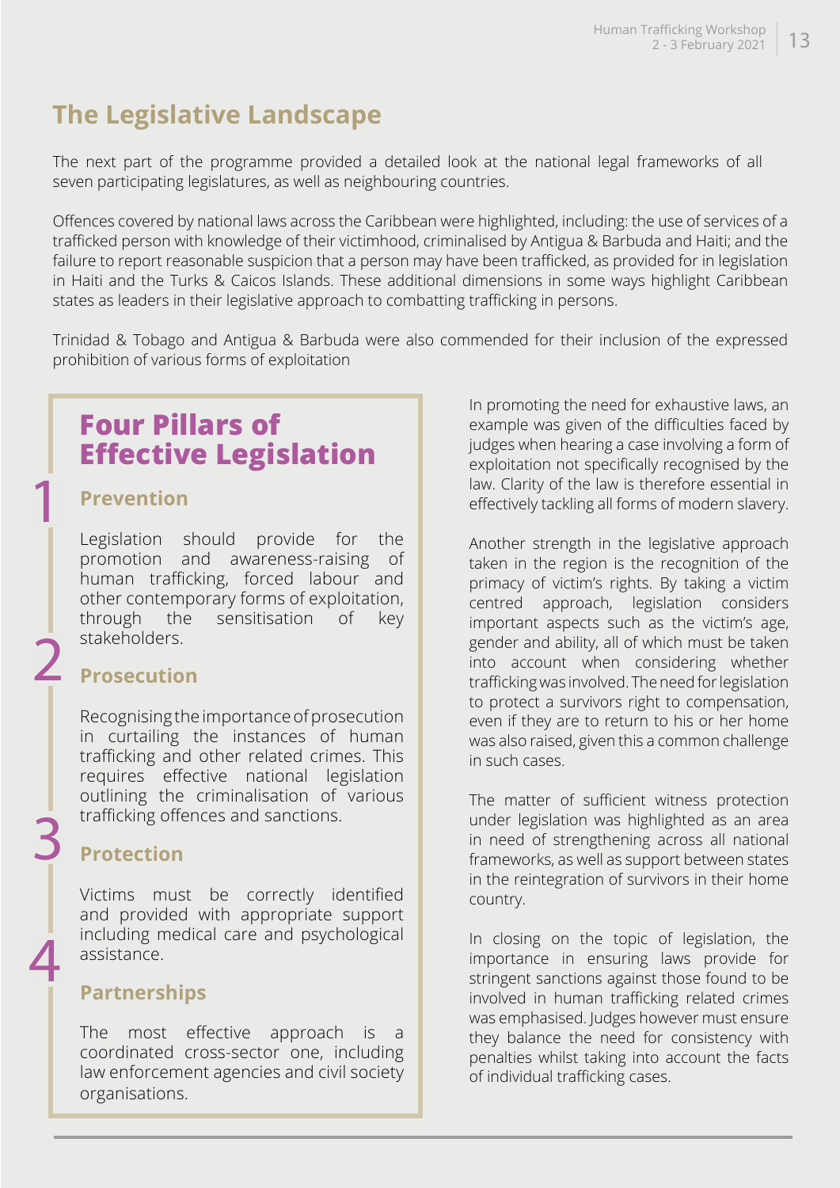## The Legislative Landscape

The next part of the programme provided a detailed look at the national legal frameworks of all seven participating legislatures, as well as neighbouring countries.

Offences covered by national laws across the Caribbean were highlighted, including: the use of services of a trafficked person with knowledge of their victimhood, criminalised by Antigua & Barbuda and Haiti; and the failure to report reasonable suspicion that a person may have been trafficked, as provided for in legislation in Haiti and the Turks & Caicos Islands. These additional dimensions in some ways highlight Caribbean states as leaders in their legislative approach to combatting trafficking in persons.

Trinidad & Tobago and Antigua & Barbuda were also commended for their inclusion of the expressed prohibition of various forms of exploitation

### Four Pillars of Effective Legislation

**1 Prevention**

Legislation should provide for the promotion and awareness-raising of human trafficking, forced labour and other contemporary forms of exploitation, through the sensitisation of key stakeholders.

**2 Prosecution**

Recognising the importance of prosecution in curtailing the instances of human trafficking and other related crimes. This requires effective national legislation outlining the criminalisation of various trafficking offences and sanctions.

**3 Protection**

Victims must be correctly identified and provided with appropriate support including medical care and psychological assistance.

**4 Partnerships**

The most effective approach is a coordinated cross-sector one, including law enforcement agencies and civil society organisations.

In promoting the need for exhaustive laws, an example was given of the difficulties faced by judges when hearing a case involving a form of exploitation not specifically recognised by the law. Clarity of the law is therefore essential in effectively tackling all forms of modern slavery.

Another strength in the legislative approach taken in the region is the recognition of the primacy of victim's rights. By taking a victim centred approach, legislation considers important aspects such as the victim's age, gender and ability, all of which must be taken into account when considering whether trafficking was involved. The need for legislation to protect a survivors right to compensation, even if they are to return to his or her home was also raised, given this a common challenge in such cases.

The matter of sufficient witness protection under legislation was highlighted as an area in need of strengthening across all national frameworks, as well as support between states in the reintegration of survivors in their home country.

In closing on the topic of legislation, the importance in ensuring laws provide for stringent sanctions against those found to be involved in human trafficking related crimes was emphasised. Judges however must ensure they balance the need for consistency with penalties whilst taking into account the facts of individual trafficking cases.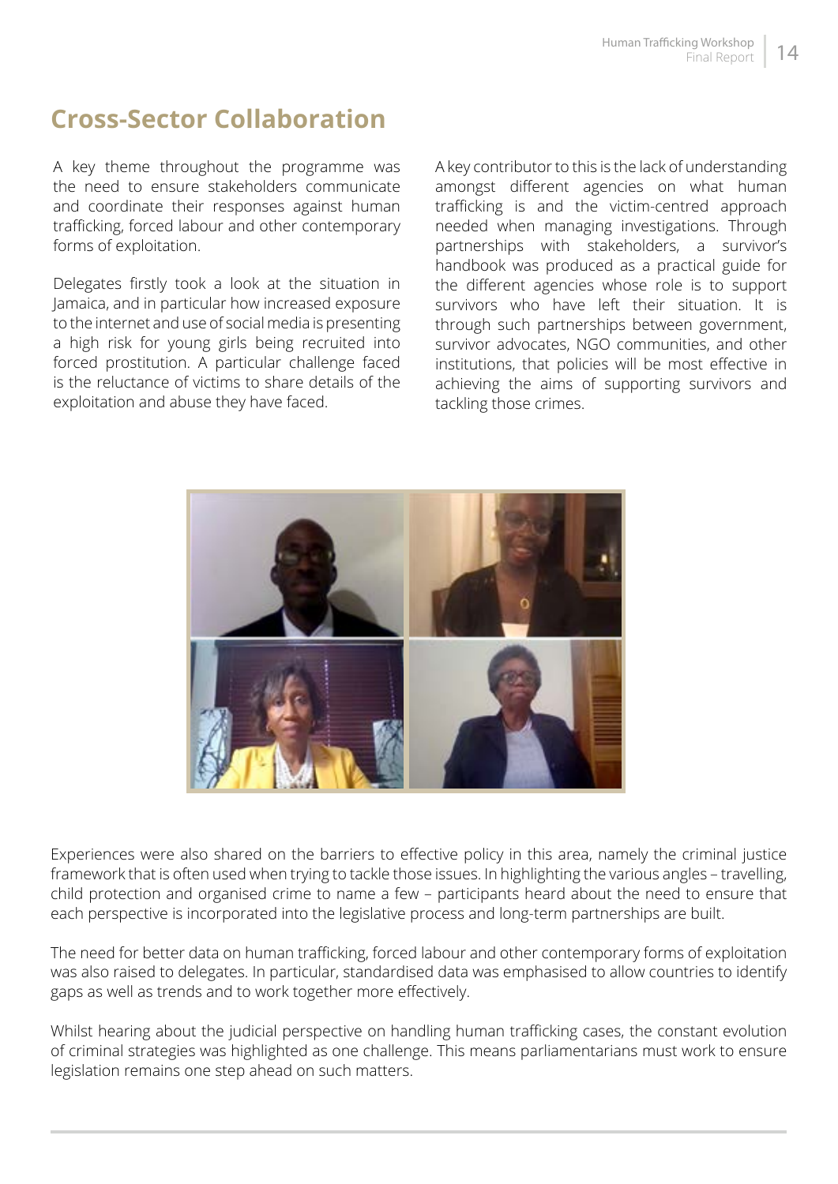## Cross-Sector Collaboration

A key theme throughout the programme was the need to ensure stakeholders communicate and coordinate their responses against human trafficking, forced labour and other contemporary forms of exploitation.

Delegates firstly took a look at the situation in Jamaica, and in particular how increased exposure to the internet and use of social media is presenting a high risk for young girls being recruited into forced prostitution. A particular challenge faced is the reluctance of victims to share details of the exploitation and abuse they have faced.

A key contributor to this is the lack of understanding amongst different agencies on what human trafficking is and the victim-centred approach needed when managing investigations. Through partnerships with stakeholders, a survivor's handbook was produced as a practical guide for the different agencies whose role is to support survivors who have left their situation. It is through such partnerships between government, survivor advocates, NGO communities, and other institutions, that policies will be most effective in achieving the aims of supporting survivors and tackling those crimes.

Experiences were also shared on the barriers to effective policy in this area, namely the criminal justice framework that is often used when trying to tackle those issues. In highlighting the various angles – travelling, child protection and organised crime to name a few – participants heard about the need to ensure that each perspective is incorporated into the legislative process and long-term partnerships are built.

The need for better data on human trafficking, forced labour and other contemporary forms of exploitation was also raised to delegates. In particular, standardised data was emphasised to allow countries to identify gaps as well as trends and to work together more effectively.

Whilst hearing about the judicial perspective on handling human trafficking cases, the constant evolution of criminal strategies was highlighted as one challenge. This means parliamentarians must work to ensure legislation remains one step ahead on such matters.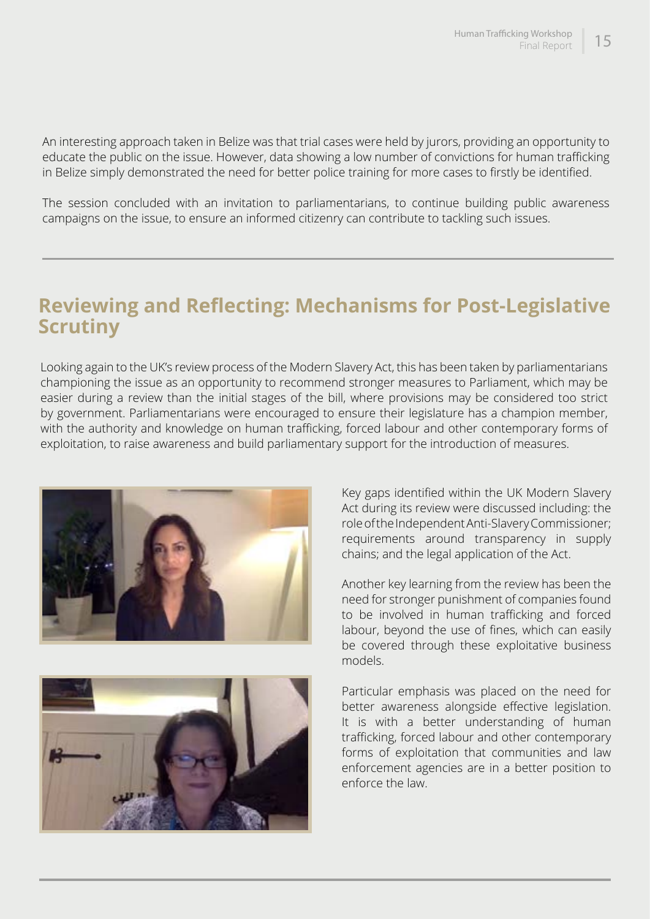An interesting approach taken in Belize was that trial cases were held by jurors, providing an opportunity to educate the public on the issue. However, data showing a low number of convictions for human trafficking in Belize simply demonstrated the need for better police training for more cases to firstly be identified.

The session concluded with an invitation to parliamentarians, to continue building public awareness campaigns on the issue, to ensure an informed citizenry can contribute to tackling such issues.

## Reviewing and Reflecting: Mechanisms for Post-Legislative Scrutiny

Looking again to the UK's review process of the Modern Slavery Act, this has been taken by parliamentarians championing the issue as an opportunity to recommend stronger measures to Parliament, which may be easier during a review than the initial stages of the bill, where provisions may be considered too strict by government. Parliamentarians were encouraged to ensure their legislature has a champion member, with the authority and knowledge on human trafficking, forced labour and other contemporary forms of exploitation, to raise awareness and build parliamentary support for the introduction of measures.

Key gaps identified within the UK Modern Slavery Act during its review were discussed including: the role of the Independent Anti-Slavery Commissioner; requirements around transparency in supply chains; and the legal application of the Act.

Another key learning from the review has been the need for stronger punishment of companies found to be involved in human trafficking and forced labour, beyond the use of fines, which can easily be covered through these exploitative business models.

Particular emphasis was placed on the need for better awareness alongside effective legislation. It is with a better understanding of human trafficking, forced labour and other contemporary forms of exploitation that communities and law enforcement agencies are in a better position to enforce the law.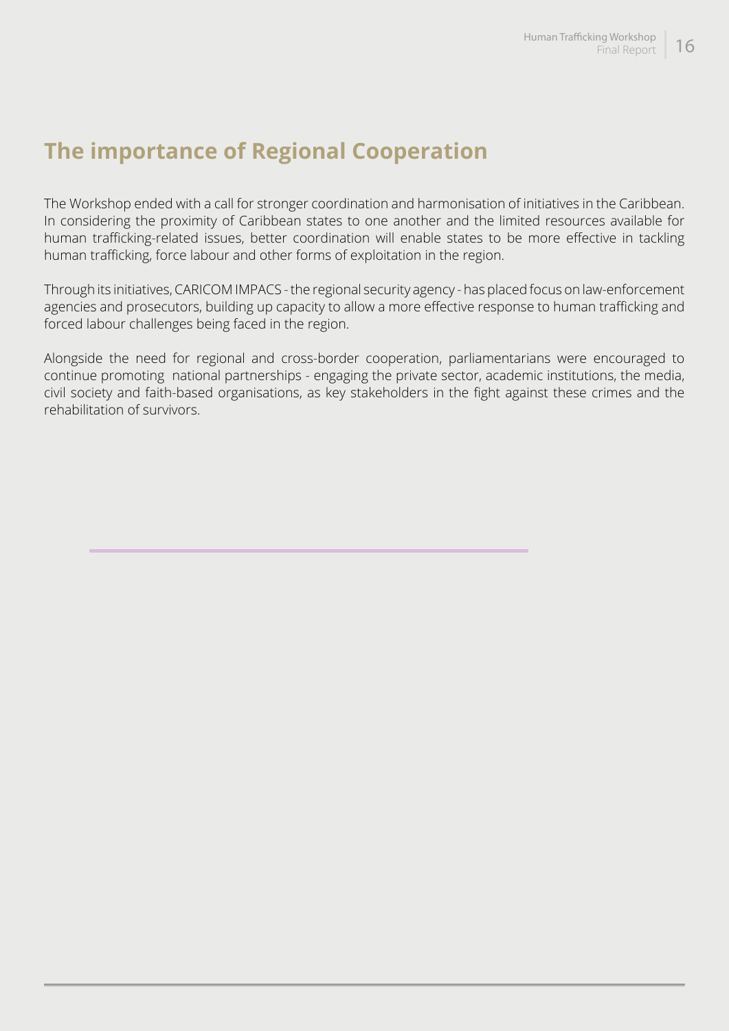## The importance of Regional Cooperation

The Workshop ended with a call for stronger coordination and harmonisation of initiatives in the Caribbean. In considering the proximity of Caribbean states to one another and the limited resources available for human trafficking-related issues, better coordination will enable states to be more effective in tackling human trafficking, force labour and other forms of exploitation in the region.

Through its initiatives, CARICOM IMPACS - the regional security agency - has placed focus on law-enforcement agencies and prosecutors, building up capacity to allow a more effective response to human trafficking and forced labour challenges being faced in the region.

Alongside the need for regional and cross-border cooperation, parliamentarians were encouraged to continue promoting national partnerships - engaging the private sector, academic institutions, the media, civil society and faith-based organisations, as key stakeholders in the fight against these crimes and the rehabilitation of survivors.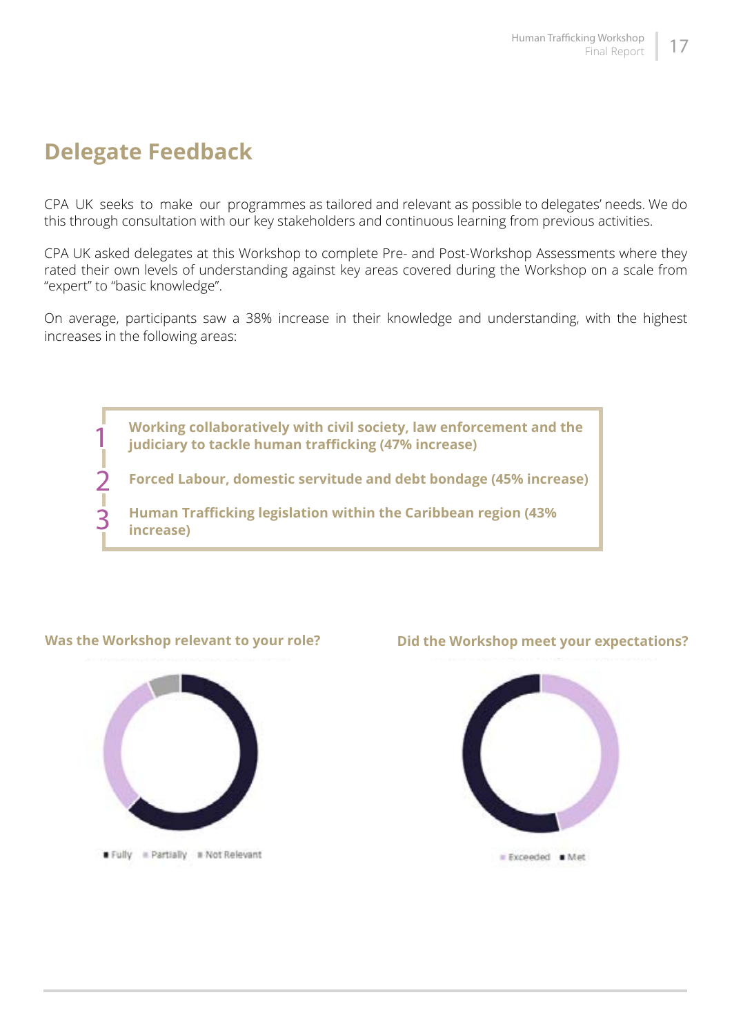## Delegate Feedback

CPA UK seeks to make our programmes as tailored and relevant as possible to delegates' needs. We do this through consultation with our key stakeholders and continuous learning from previous activities.

CPA UK asked delegates at this Workshop to complete Pre- and Post-Workshop Assessments where they rated their own levels of understanding against key areas covered during the Workshop on a scale from "expert" to "basic knowledge".

On average, participants saw a 38% increase in their knowledge and understanding, with the highest increases in the following areas:

1. **Working collaboratively with civil society, law enforcement and the judiciary to tackle human trafficking (47% increase)**
2. **Forced Labour, domestic servitude and debt bondage (45% increase)**
3. **Human Trafficking legislation within the Caribbean region (43% increase)**

**Was the Workshop relevant to your role?**

Fully · Partially · Not Relevant

**Did the Workshop meet your expectations?**

Exceeded · Met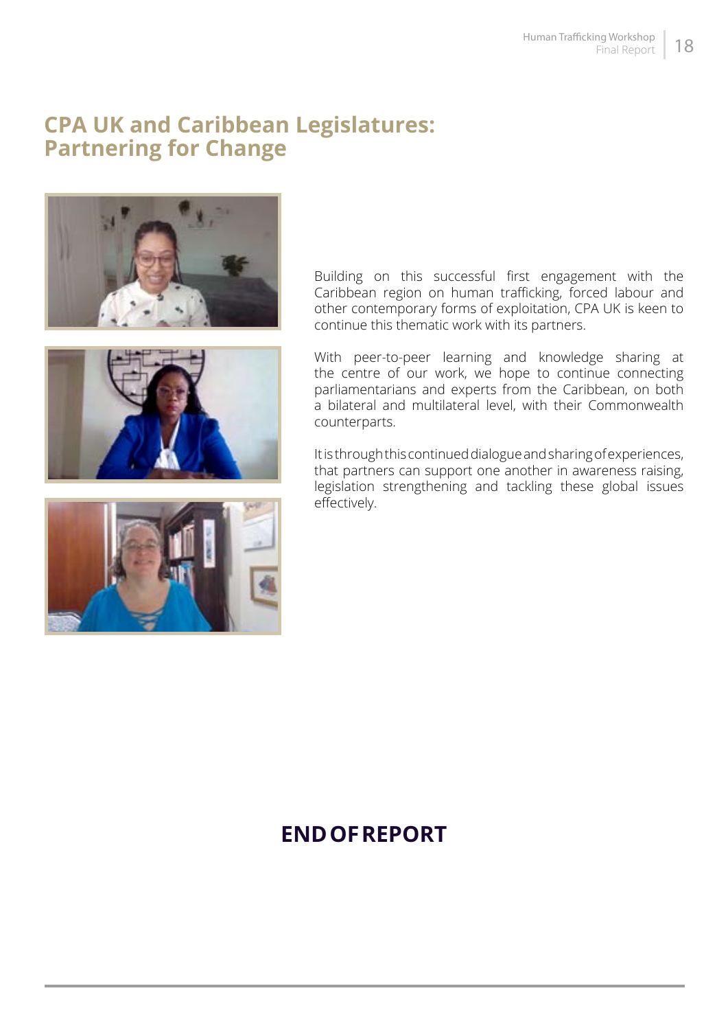## CPA UK and Caribbean Legislatures: Partnering for Change

Building on this successful first engagement with the Caribbean region on human trafficking, forced labour and other contemporary forms of exploitation, CPA UK is keen to continue this thematic work with its partners.

With peer-to-peer learning and knowledge sharing at the centre of our work, we hope to continue connecting parliamentarians and experts from the Caribbean, on both a bilateral and multilateral level, with their Commonwealth counterparts.

It is through this continued dialogue and sharing of experiences, that partners can support one another in awareness raising, legislation strengthening and tackling these global issues effectively.

**END OF REPORT**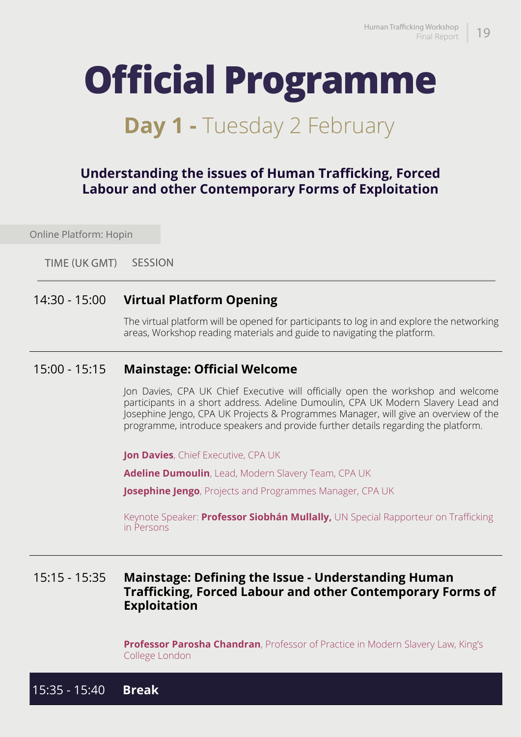# Official Programme

## **Day 1 -** Tuesday 2 February

### Understanding the issues of Human Trafficking, Forced Labour and other Contemporary Forms of Exploitation

Online Platform: Hopin

| TIME (UK GMT) | SESSION |
|---|---|
| 14:30 - 15:00 | **Virtual Platform Opening**<br><br>The virtual platform will be opened for participants to log in and explore the networking areas, Workshop reading materials and guide to navigating the platform. |
| 15:00 - 15:15 | **Mainstage: Official Welcome**<br><br>Jon Davies, CPA UK Chief Executive will officially open the workshop and welcome participants in a short address. Adeline Dumoulin, CPA UK Modern Slavery Lead and Josephine Jengo, CPA UK Projects & Programmes Manager, will give an overview of the programme, introduce speakers and provide further details regarding the platform.<br><br>**Jon Davies**, Chief Executive, CPA UK<br><br>**Adeline Dumoulin**, Lead, Modern Slavery Team, CPA UK<br><br>**Josephine Jengo**, Projects and Programmes Manager, CPA UK<br><br>Keynote Speaker: **Professor Siobhán Mullally,** UN Special Rapporteur on Trafficking in Persons |
| 15:15 - 15:35 | **Mainstage: Defining the Issue - Understanding Human Trafficking, Forced Labour and other Contemporary Forms of Exploitation**<br><br>**Professor Parosha Chandran**, Professor of Practice in Modern Slavery Law, King's College London |
| 15:35 - 15:40 | **Break** |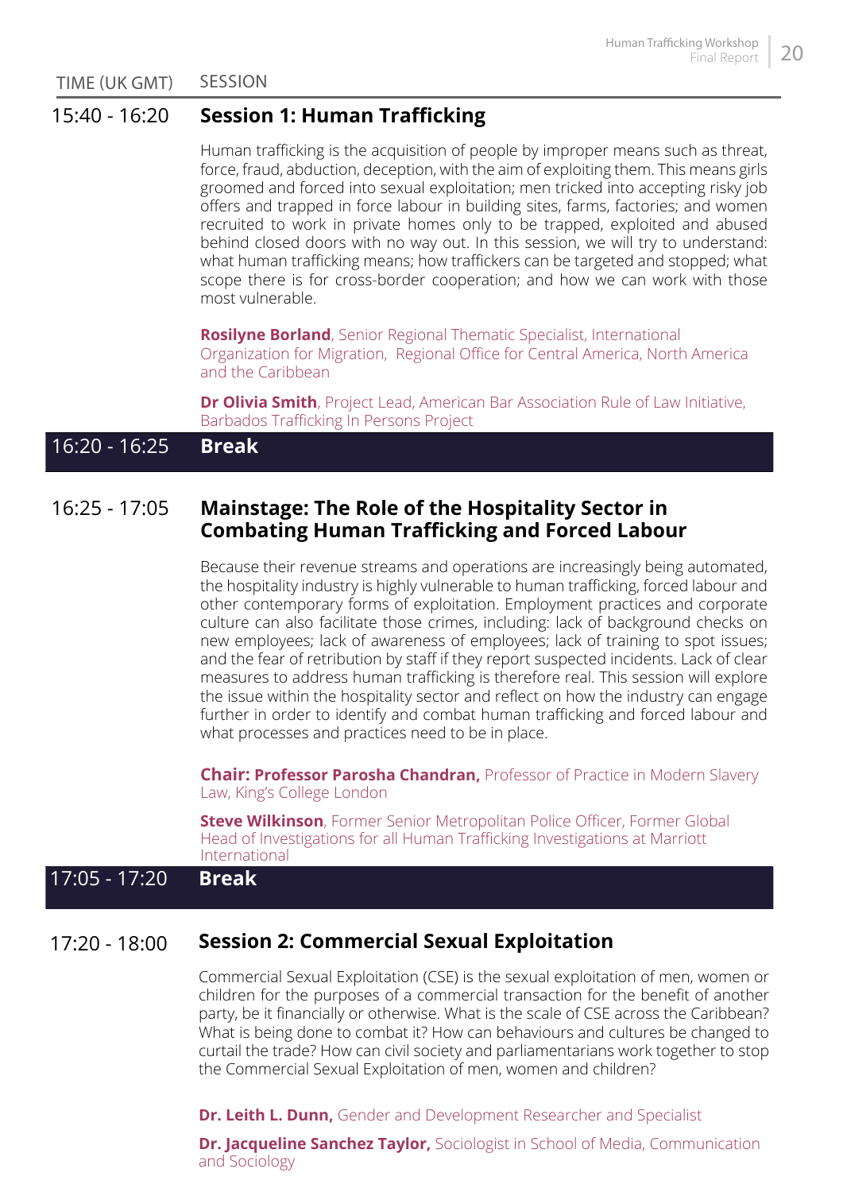| TIME (UK GMT) | SESSION |
|---|---|

**15:40 - 16:20** **Session 1: Human Trafficking**

Human trafficking is the acquisition of people by improper means such as threat, force, fraud, abduction, deception, with the aim of exploiting them. This means girls groomed and forced into sexual exploitation; men tricked into accepting risky job offers and trapped in force labour in building sites, farms, factories; and women recruited to work in private homes only to be trapped, exploited and abused behind closed doors with no way out. In this session, we will try to understand: what human trafficking means; how traffickers can be targeted and stopped; what scope there is for cross-border cooperation; and how we can work with those most vulnerable.

**Rosilyne Borland**, Senior Regional Thematic Specialist, International Organization for Migration, Regional Office for Central America, North America and the Caribbean

**Dr Olivia Smith**, Project Lead, American Bar Association Rule of Law Initiative, Barbados Trafficking In Persons Project

**16:20 - 16:25** **Break**

**16:25 - 17:05** **Mainstage: The Role of the Hospitality Sector in Combating Human Trafficking and Forced Labour**

Because their revenue streams and operations are increasingly being automated, the hospitality industry is highly vulnerable to human trafficking, forced labour and other contemporary forms of exploitation. Employment practices and corporate culture can also facilitate those crimes, including: lack of background checks on new employees; lack of awareness of employees; lack of training to spot issues; and the fear of retribution by staff if they report suspected incidents. Lack of clear measures to address human trafficking is therefore real. This session will explore the issue within the hospitality sector and reflect on how the industry can engage further in order to identify and combat human trafficking and forced labour and what processes and practices need to be in place.

**Chair: Professor Parosha Chandran,** Professor of Practice in Modern Slavery Law, King's College London

**Steve Wilkinson**, Former Senior Metropolitan Police Officer, Former Global Head of Investigations for all Human Trafficking Investigations at Marriott International

**17:05 - 17:20** **Break**

**17:20 - 18:00** **Session 2: Commercial Sexual Exploitation**

Commercial Sexual Exploitation (CSE) is the sexual exploitation of men, women or children for the purposes of a commercial transaction for the benefit of another party, be it financially or otherwise. What is the scale of CSE across the Caribbean? What is being done to combat it? How can behaviours and cultures be changed to curtail the trade? How can civil society and parliamentarians work together to stop the Commercial Sexual Exploitation of men, women and children?

**Dr. Leith L. Dunn,** Gender and Development Researcher and Specialist

**Dr. Jacqueline Sanchez Taylor,** Sociologist in School of Media, Communication and Sociology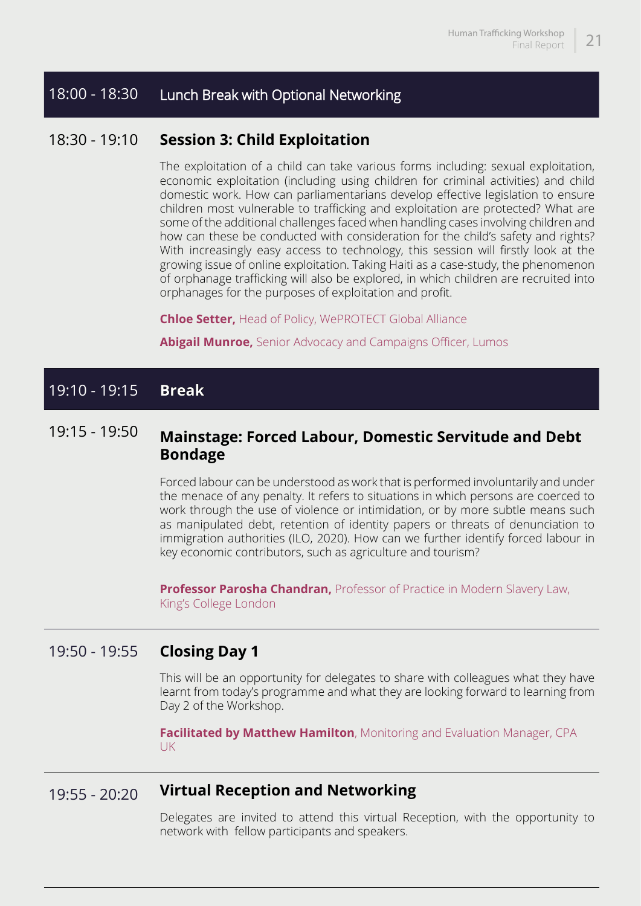## 18:00 - 18:30 Lunch Break with Optional Networking

## 18:30 - 19:10 Session 3: Child Exploitation

The exploitation of a child can take various forms including: sexual exploitation, economic exploitation (including using children for criminal activities) and child domestic work. How can parliamentarians develop effective legislation to ensure children most vulnerable to trafficking and exploitation are protected? What are some of the additional challenges faced when handling cases involving children and how can these be conducted with consideration for the child's safety and rights? With increasingly easy access to technology, this session will firstly look at the growing issue of online exploitation. Taking Haiti as a case-study, the phenomenon of orphanage trafficking will also be explored, in which children are recruited into orphanages for the purposes of exploitation and profit.

**Chloe Setter,** Head of Policy, WePROTECT Global Alliance

**Abigail Munroe,** Senior Advocacy and Campaigns Officer, Lumos

## 19:10 - 19:15 Break

## 19:15 - 19:50 Mainstage: Forced Labour, Domestic Servitude and Debt Bondage

Forced labour can be understood as work that is performed involuntarily and under the menace of any penalty. It refers to situations in which persons are coerced to work through the use of violence or intimidation, or by more subtle means such as manipulated debt, retention of identity papers or threats of denunciation to immigration authorities (ILO, 2020). How can we further identify forced labour in key economic contributors, such as agriculture and tourism?

**Professor Parosha Chandran,** Professor of Practice in Modern Slavery Law, King's College London

## 19:50 - 19:55 Closing Day 1

This will be an opportunity for delegates to share with colleagues what they have learnt from today's programme and what they are looking forward to learning from Day 2 of the Workshop.

**Facilitated by Matthew Hamilton**, Monitoring and Evaluation Manager, CPA UK

## 19:55 - 20:20 Virtual Reception and Networking

Delegates are invited to attend this virtual Reception, with the opportunity to network with fellow participants and speakers.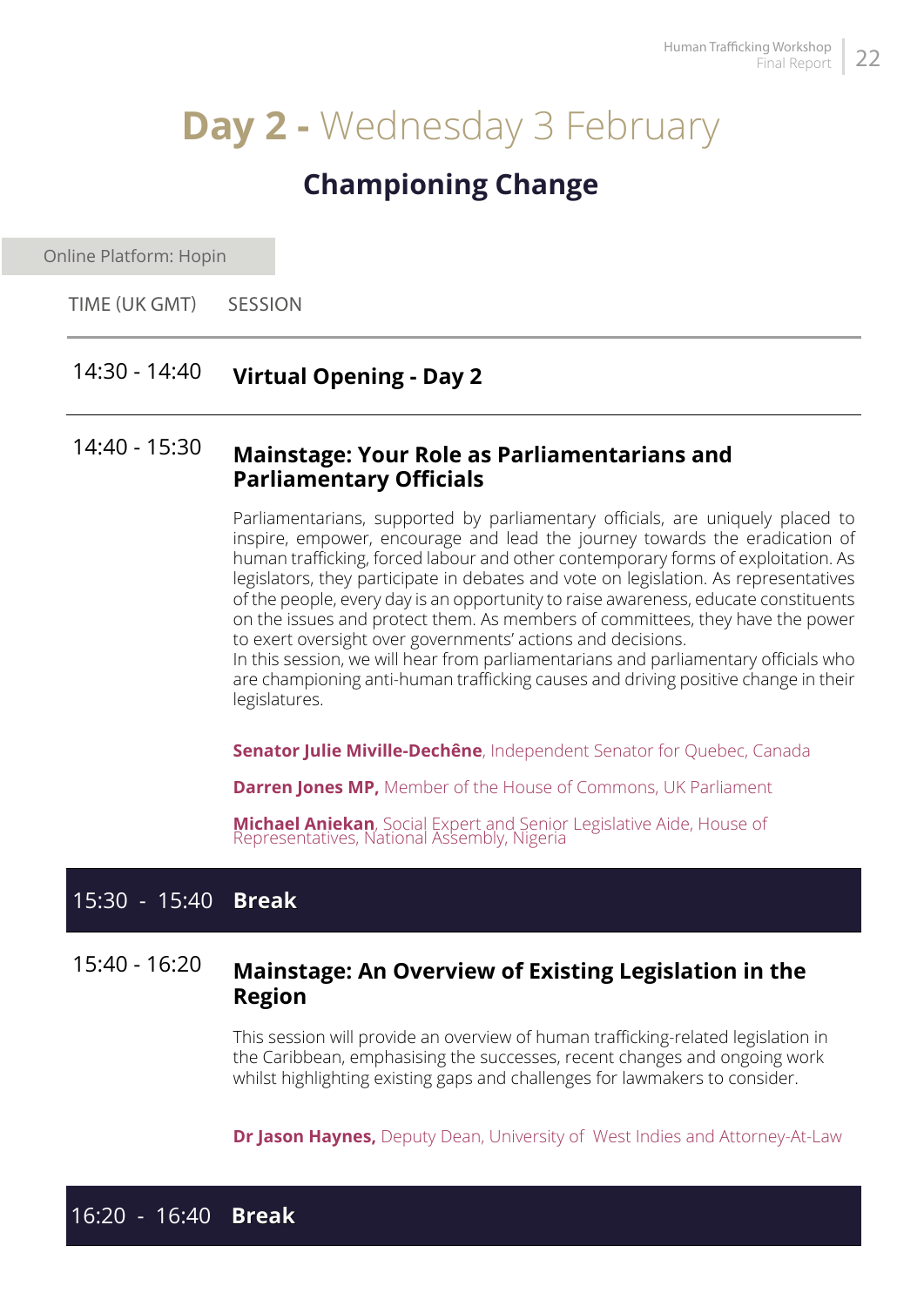# Day 2 - Wednesday 3 February

## Championing Change

Online Platform: Hopin

| TIME (UK GMT) | SESSION |
|---|---|
| 14:30 - 14:40 | **Virtual Opening - Day 2** |
| 14:40 - 15:30 | **Mainstage: Your Role as Parliamentarians and Parliamentary Officials** |
| 15:30 - 15:40 | **Break** |
| 15:40 - 16:20 | **Mainstage: An Overview of Existing Legislation in the Region** |
| 16:20 - 16:40 | **Break** |

### 14:40 - 15:30 Mainstage: Your Role as Parliamentarians and Parliamentary Officials

Parliamentarians, supported by parliamentary officials, are uniquely placed to inspire, empower, encourage and lead the journey towards the eradication of human trafficking, forced labour and other contemporary forms of exploitation. As legislators, they participate in debates and vote on legislation. As representatives of the people, every day is an opportunity to raise awareness, educate constituents on the issues and protect them. As members of committees, they have the power to exert oversight over governments' actions and decisions.
In this session, we will hear from parliamentarians and parliamentary officials who are championing anti-human trafficking causes and driving positive change in their legislatures.

**Senator Julie Miville-Dechêne**, Independent Senator for Quebec, Canada

**Darren Jones MP,** Member of the House of Commons, UK Parliament

**Michael Aniekan**, Social Expert and Senior Legislative Aide, House of Representatives, National Assembly, Nigeria

### 15:40 - 16:20 Mainstage: An Overview of Existing Legislation in the Region

This session will provide an overview of human trafficking-related legislation in the Caribbean, emphasising the successes, recent changes and ongoing work whilst highlighting existing gaps and challenges for lawmakers to consider.

**Dr Jason Haynes,** Deputy Dean, University of West Indies and Attorney-At-Law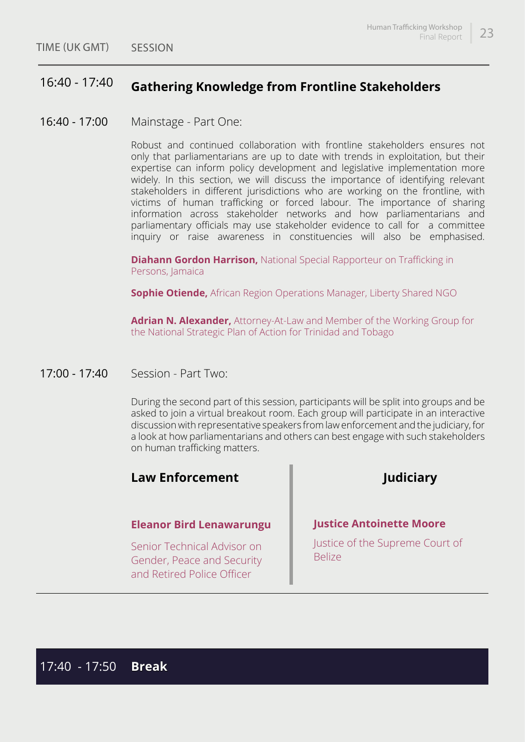| TIME (UK GMT) | SESSION |
|---|---|

## 16:40 - 17:40 Gathering Knowledge from Frontline Stakeholders

**16:40 - 17:00** Mainstage - Part One:

Robust and continued collaboration with frontline stakeholders ensures not only that parliamentarians are up to date with trends in exploitation, but their expertise can inform policy development and legislative implementation more widely. In this section, we will discuss the importance of identifying relevant stakeholders in different jurisdictions who are working on the frontline, with victims of human trafficking or forced labour. The importance of sharing information across stakeholder networks and how parliamentarians and parliamentary officials may use stakeholder evidence to call for a committee inquiry or raise awareness in constituencies will also be emphasised.

**Diahann Gordon Harrison,** National Special Rapporteur on Trafficking in Persons, Jamaica

**Sophie Otiende,** African Region Operations Manager, Liberty Shared NGO

**Adrian N. Alexander,** Attorney-At-Law and Member of the Working Group for the National Strategic Plan of Action for Trinidad and Tobago

**17:00 - 17:40** Session - Part Two:

During the second part of this session, participants will be split into groups and be asked to join a virtual breakout room. Each group will participate in an interactive discussion with representative speakers from law enforcement and the judiciary, for a look at how parliamentarians and others can best engage with such stakeholders on human trafficking matters.

| Law Enforcement | Judiciary |
|---|---|
| **Eleanor Bird Lenawarungu**<br>Senior Technical Advisor on Gender, Peace and Security and Retired Police Officer | **Justice Antoinette Moore**<br>Justice of the Supreme Court of Belize |

## 17:40 - 17:50 Break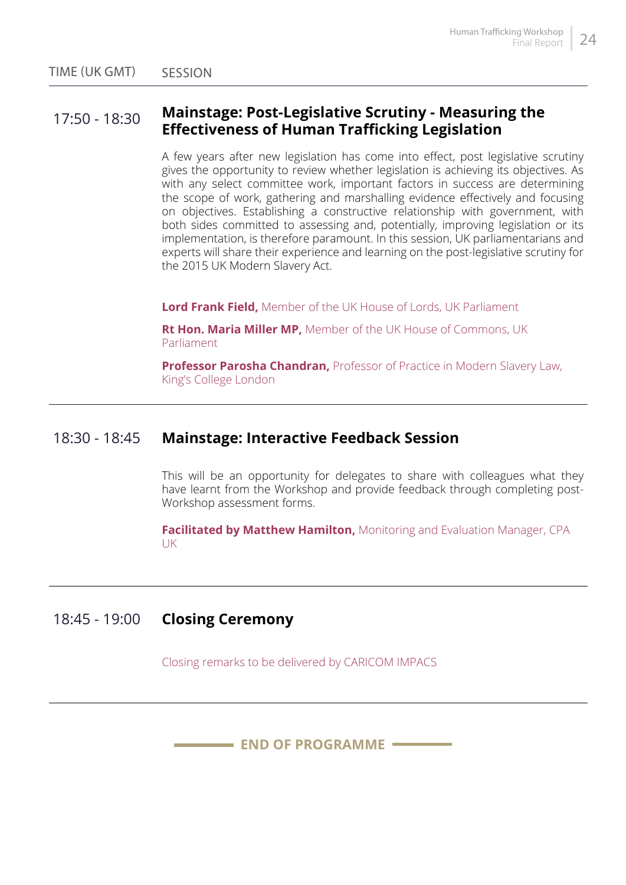| TIME (UK GMT) | SESSION |
|---|---|

**17:50 - 18:30** — **Mainstage: Post-Legislative Scrutiny - Measuring the Effectiveness of Human Trafficking Legislation**

A few years after new legislation has come into effect, post legislative scrutiny gives the opportunity to review whether legislation is achieving its objectives. As with any select committee work, important factors in success are determining the scope of work, gathering and marshalling evidence effectively and focusing on objectives. Establishing a constructive relationship with government, with both sides committed to assessing and, potentially, improving legislation or its implementation, is therefore paramount. In this session, UK parliamentarians and experts will share their experience and learning on the post-legislative scrutiny for the 2015 UK Modern Slavery Act.

**Lord Frank Field,** Member of the UK House of Lords, UK Parliament

**Rt Hon. Maria Miller MP,** Member of the UK House of Commons, UK Parliament

**Professor Parosha Chandran,** Professor of Practice in Modern Slavery Law, King's College London

---

**18:30 - 18:45** — **Mainstage: Interactive Feedback Session**

This will be an opportunity for delegates to share with colleagues what they have learnt from the Workshop and provide feedback through completing post-Workshop assessment forms.

**Facilitated by Matthew Hamilton,** Monitoring and Evaluation Manager, CPA UK

---

**18:45 - 19:00** — **Closing Ceremony**

Closing remarks to be delivered by CARICOM IMPACS

---

**END OF PROGRAMME**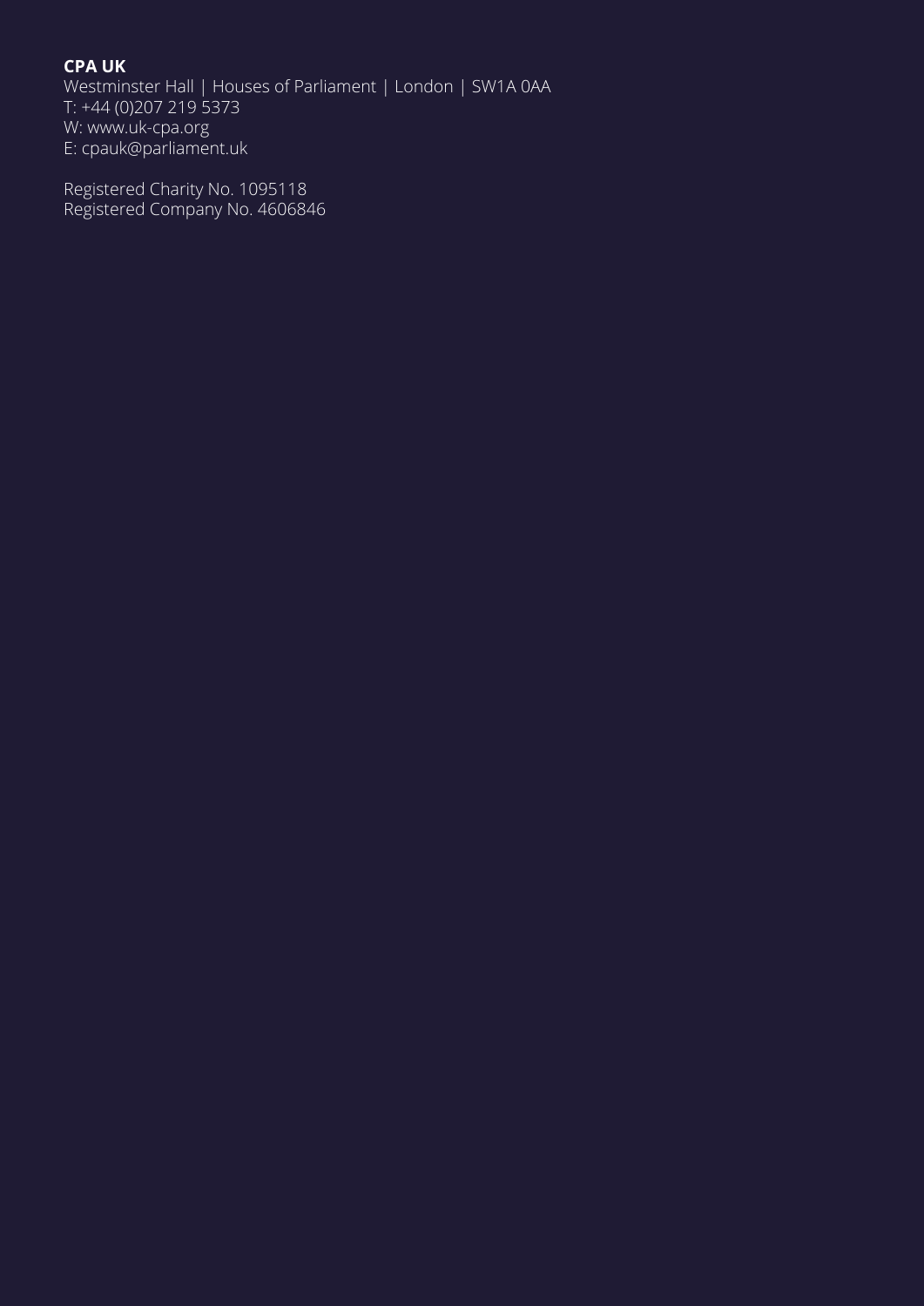**CPA UK**
Westminster Hall | Houses of Parliament | London | SW1A 0AA
T: +44 (0)207 219 5373
W: www.uk-cpa.org
E: cpauk@parliament.uk

Registered Charity No. 1095118
Registered Company No. 4606846